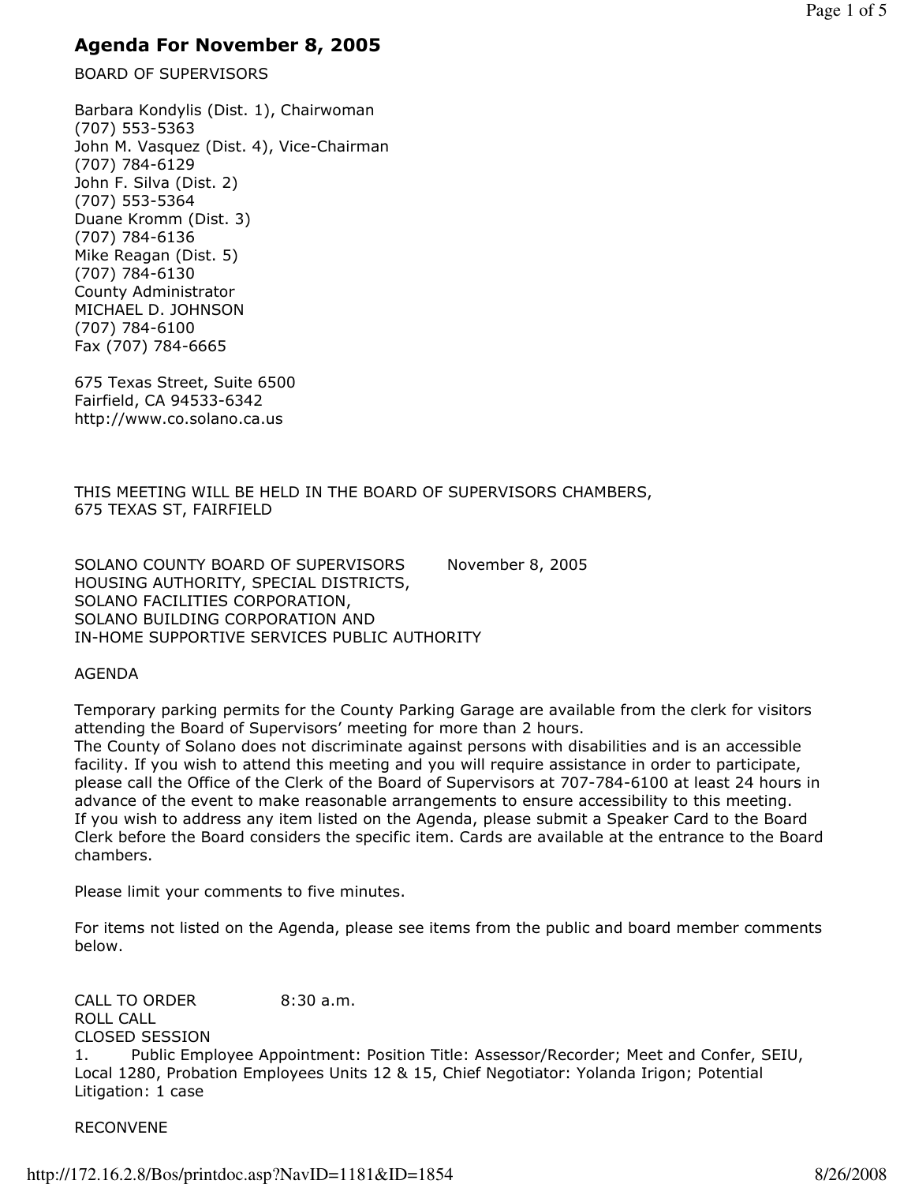# Agenda For November 8, 2005

BOARD OF SUPERVISORS

Barbara Kondylis (Dist. 1), Chairwoman
(707) 553-5363
John M. Vasquez (Dist. 4), Vice-Chairman
(707) 784-6129
John F. Silva (Dist. 2)
(707) 553-5364
Duane Kromm (Dist. 3)
(707) 784-6136
Mike Reagan (Dist. 5)
(707) 784-6130
County Administrator
MICHAEL D. JOHNSON
(707) 784-6100
Fax (707) 784-6665

675 Texas Street, Suite 6500
Fairfield, CA 94533-6342
http://www.co.solano.ca.us

THIS MEETING WILL BE HELD IN THE BOARD OF SUPERVISORS CHAMBERS,
675 TEXAS ST, FAIRFIELD

SOLANO COUNTY BOARD OF SUPERVISORS November 8, 2005
HOUSING AUTHORITY, SPECIAL DISTRICTS,
SOLANO FACILITIES CORPORATION,
SOLANO BUILDING CORPORATION AND
IN-HOME SUPPORTIVE SERVICES PUBLIC AUTHORITY

AGENDA

Temporary parking permits for the County Parking Garage are available from the clerk for visitors attending the Board of Supervisors' meeting for more than 2 hours.
The County of Solano does not discriminate against persons with disabilities and is an accessible facility. If you wish to attend this meeting and you will require assistance in order to participate, please call the Office of the Clerk of the Board of Supervisors at 707-784-6100 at least 24 hours in advance of the event to make reasonable arrangements to ensure accessibility to this meeting.
If you wish to address any item listed on the Agenda, please submit a Speaker Card to the Board Clerk before the Board considers the specific item. Cards are available at the entrance to the Board chambers.

Please limit your comments to five minutes.

For items not listed on the Agenda, please see items from the public and board member comments below.

CALL TO ORDER 8:30 a.m.
ROLL CALL
CLOSED SESSION
1. Public Employee Appointment: Position Title: Assessor/Recorder; Meet and Confer, SEIU, Local 1280, Probation Employees Units 12 & 15, Chief Negotiator: Yolanda Irigon; Potential Litigation: 1 case

RECONVENE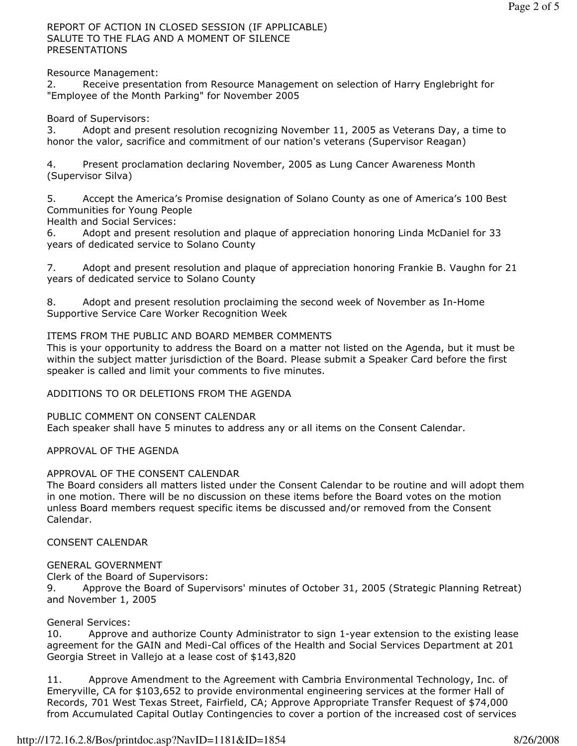REPORT OF ACTION IN CLOSED SESSION (IF APPLICABLE)
SALUTE TO THE FLAG AND A MOMENT OF SILENCE
PRESENTATIONS

Resource Management:
2. Receive presentation from Resource Management on selection of Harry Englebright for "Employee of the Month Parking" for November 2005

Board of Supervisors:
3. Adopt and present resolution recognizing November 11, 2005 as Veterans Day, a time to honor the valor, sacrifice and commitment of our nation's veterans (Supervisor Reagan)

4. Present proclamation declaring November, 2005 as Lung Cancer Awareness Month (Supervisor Silva)

5. Accept the America's Promise designation of Solano County as one of America's 100 Best Communities for Young People

Health and Social Services:
6. Adopt and present resolution and plaque of appreciation honoring Linda McDaniel for 33 years of dedicated service to Solano County

7. Adopt and present resolution and plaque of appreciation honoring Frankie B. Vaughn for 21 years of dedicated service to Solano County

8. Adopt and present resolution proclaiming the second week of November as In-Home Supportive Service Care Worker Recognition Week

ITEMS FROM THE PUBLIC AND BOARD MEMBER COMMENTS
This is your opportunity to address the Board on a matter not listed on the Agenda, but it must be within the subject matter jurisdiction of the Board. Please submit a Speaker Card before the first speaker is called and limit your comments to five minutes.

ADDITIONS TO OR DELETIONS FROM THE AGENDA

PUBLIC COMMENT ON CONSENT CALENDAR
Each speaker shall have 5 minutes to address any or all items on the Consent Calendar.

APPROVAL OF THE AGENDA

APPROVAL OF THE CONSENT CALENDAR
The Board considers all matters listed under the Consent Calendar to be routine and will adopt them in one motion. There will be no discussion on these items before the Board votes on the motion unless Board members request specific items be discussed and/or removed from the Consent Calendar.

CONSENT CALENDAR

GENERAL GOVERNMENT
Clerk of the Board of Supervisors:
9. Approve the Board of Supervisors' minutes of October 31, 2005 (Strategic Planning Retreat) and November 1, 2005

General Services:
10. Approve and authorize County Administrator to sign 1-year extension to the existing lease agreement for the GAIN and Medi-Cal offices of the Health and Social Services Department at 201 Georgia Street in Vallejo at a lease cost of $143,820

11. Approve Amendment to the Agreement with Cambria Environmental Technology, Inc. of Emeryville, CA for $103,652 to provide environmental engineering services at the former Hall of Records, 701 West Texas Street, Fairfield, CA; Approve Appropriate Transfer Request of $74,000 from Accumulated Capital Outlay Contingencies to cover a portion of the increased cost of services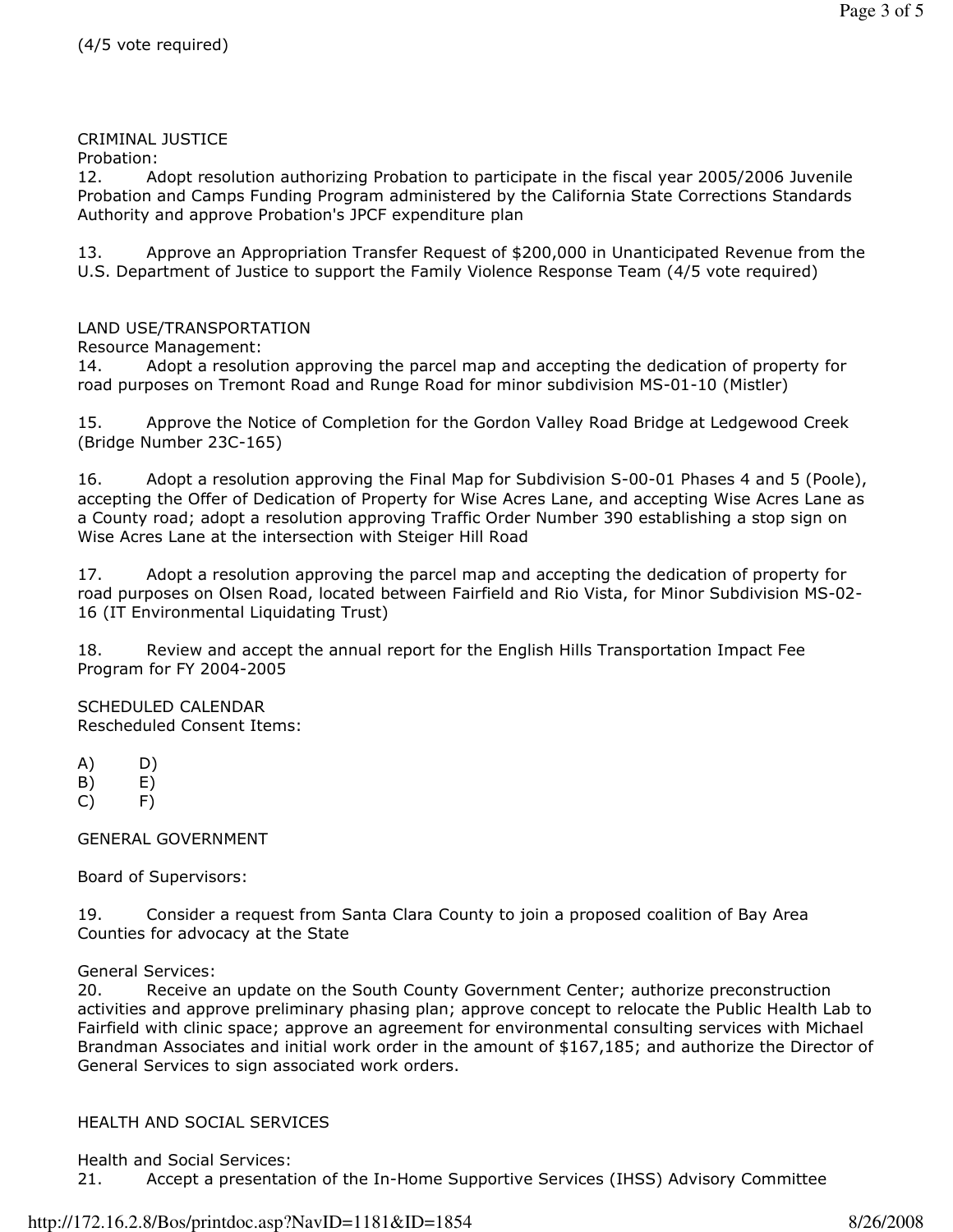(4/5 vote required)

CRIMINAL JUSTICE

Probation:

12. Adopt resolution authorizing Probation to participate in the fiscal year 2005/2006 Juvenile Probation and Camps Funding Program administered by the California State Corrections Standards Authority and approve Probation's JPCF expenditure plan

13. Approve an Appropriation Transfer Request of $200,000 in Unanticipated Revenue from the U.S. Department of Justice to support the Family Violence Response Team (4/5 vote required)

LAND USE/TRANSPORTATION

Resource Management:

14. Adopt a resolution approving the parcel map and accepting the dedication of property for road purposes on Tremont Road and Runge Road for minor subdivision MS-01-10 (Mistler)

15. Approve the Notice of Completion for the Gordon Valley Road Bridge at Ledgewood Creek (Bridge Number 23C-165)

16. Adopt a resolution approving the Final Map for Subdivision S-00-01 Phases 4 and 5 (Poole), accepting the Offer of Dedication of Property for Wise Acres Lane, and accepting Wise Acres Lane as a County road; adopt a resolution approving Traffic Order Number 390 establishing a stop sign on Wise Acres Lane at the intersection with Steiger Hill Road

17. Adopt a resolution approving the parcel map and accepting the dedication of property for road purposes on Olsen Road, located between Fairfield and Rio Vista, for Minor Subdivision MS-02-16 (IT Environmental Liquidating Trust)

18. Review and accept the annual report for the English Hills Transportation Impact Fee Program for FY 2004-2005

SCHEDULED CALENDAR

Rescheduled Consent Items:

A) D)
B) E)
C) F)

GENERAL GOVERNMENT

Board of Supervisors:

19. Consider a request from Santa Clara County to join a proposed coalition of Bay Area Counties for advocacy at the State

General Services:

20. Receive an update on the South County Government Center; authorize preconstruction activities and approve preliminary phasing plan; approve concept to relocate the Public Health Lab to Fairfield with clinic space; approve an agreement for environmental consulting services with Michael Brandman Associates and initial work order in the amount of $167,185; and authorize the Director of General Services to sign associated work orders.

HEALTH AND SOCIAL SERVICES

Health and Social Services:

21. Accept a presentation of the In-Home Supportive Services (IHSS) Advisory Committee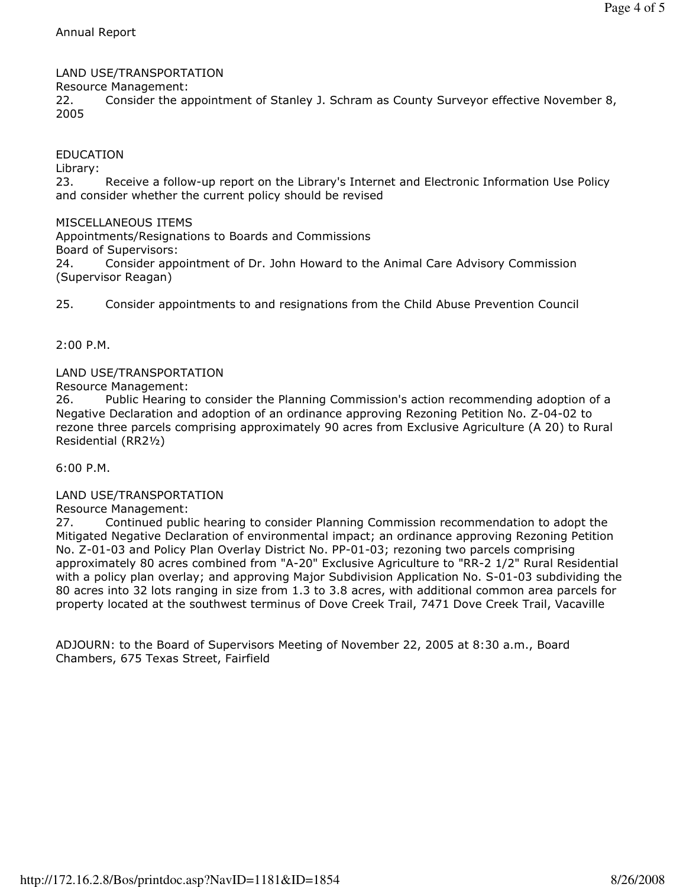Annual Report

LAND USE/TRANSPORTATION

Resource Management:

22. Consider the appointment of Stanley J. Schram as County Surveyor effective November 8, 2005

EDUCATION

Library:

23. Receive a follow-up report on the Library's Internet and Electronic Information Use Policy and consider whether the current policy should be revised

MISCELLANEOUS ITEMS

Appointments/Resignations to Boards and Commissions

Board of Supervisors:

24. Consider appointment of Dr. John Howard to the Animal Care Advisory Commission (Supervisor Reagan)

25. Consider appointments to and resignations from the Child Abuse Prevention Council

2:00 P.M.

LAND USE/TRANSPORTATION

Resource Management:

26. Public Hearing to consider the Planning Commission's action recommending adoption of a Negative Declaration and adoption of an ordinance approving Rezoning Petition No. Z-04-02 to rezone three parcels comprising approximately 90 acres from Exclusive Agriculture (A 20) to Rural Residential (RR2½)

6:00 P.M.

LAND USE/TRANSPORTATION

Resource Management:

27. Continued public hearing to consider Planning Commission recommendation to adopt the Mitigated Negative Declaration of environmental impact; an ordinance approving Rezoning Petition No. Z-01-03 and Policy Plan Overlay District No. PP-01-03; rezoning two parcels comprising approximately 80 acres combined from "A-20" Exclusive Agriculture to "RR-2 1/2" Rural Residential with a policy plan overlay; and approving Major Subdivision Application No. S-01-03 subdividing the 80 acres into 32 lots ranging in size from 1.3 to 3.8 acres, with additional common area parcels for property located at the southwest terminus of Dove Creek Trail, 7471 Dove Creek Trail, Vacaville

ADJOURN: to the Board of Supervisors Meeting of November 22, 2005 at 8:30 a.m., Board Chambers, 675 Texas Street, Fairfield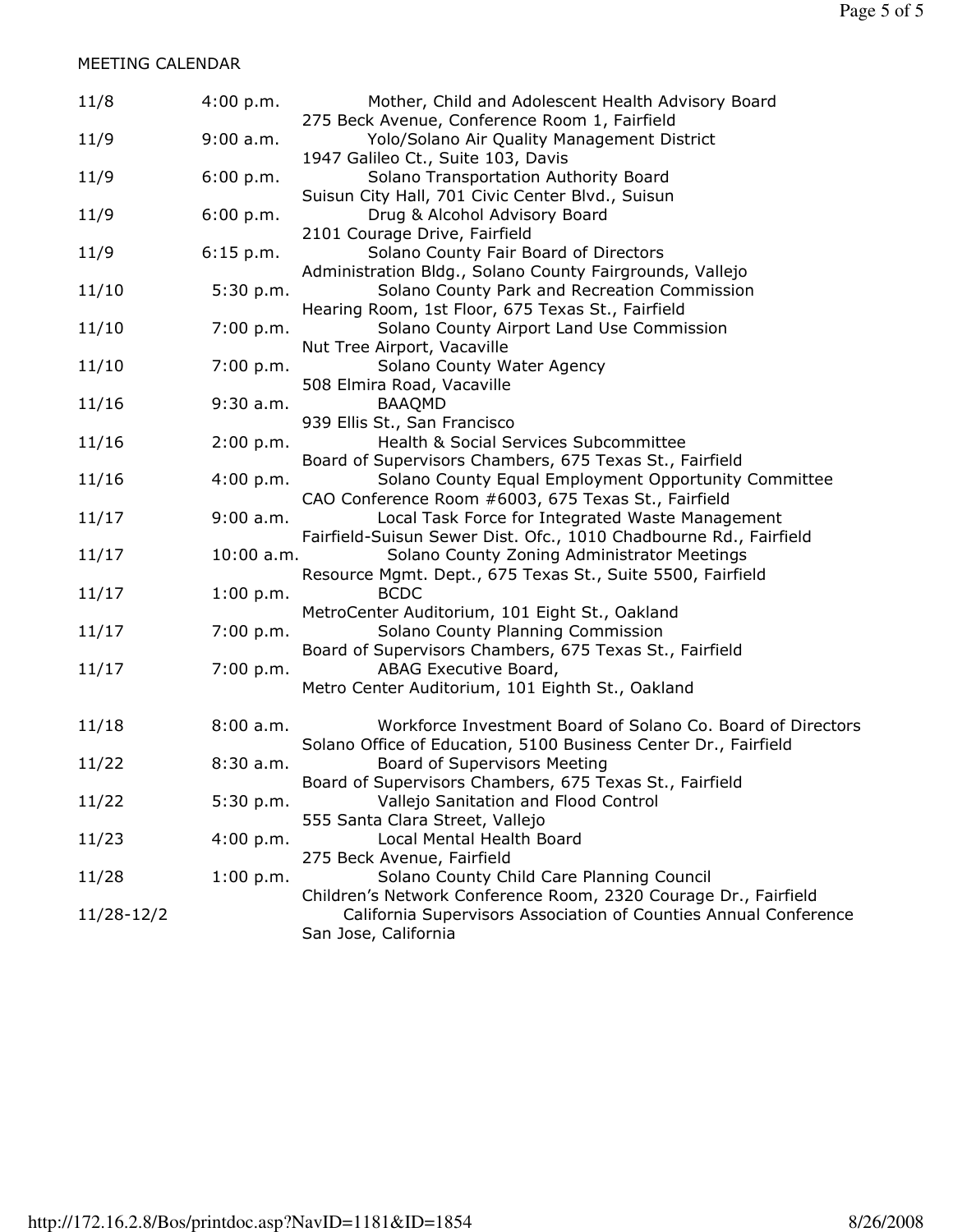MEETING CALENDAR

| | | |
|---|---|---|
| 11/8 | 4:00 p.m. | Mother, Child and Adolescent Health Advisory Board<br>275 Beck Avenue, Conference Room 1, Fairfield |
| 11/9 | 9:00 a.m. | Yolo/Solano Air Quality Management District<br>1947 Galileo Ct., Suite 103, Davis |
| 11/9 | 6:00 p.m. | Solano Transportation Authority Board<br>Suisun City Hall, 701 Civic Center Blvd., Suisun |
| 11/9 | 6:00 p.m. | Drug & Alcohol Advisory Board<br>2101 Courage Drive, Fairfield |
| 11/9 | 6:15 p.m. | Solano County Fair Board of Directors<br>Administration Bldg., Solano County Fairgrounds, Vallejo |
| 11/10 | 5:30 p.m. | Solano County Park and Recreation Commission<br>Hearing Room, 1st Floor, 675 Texas St., Fairfield |
| 11/10 | 7:00 p.m. | Solano County Airport Land Use Commission<br>Nut Tree Airport, Vacaville |
| 11/10 | 7:00 p.m. | Solano County Water Agency<br>508 Elmira Road, Vacaville |
| 11/16 | 9:30 a.m. | BAAQMD<br>939 Ellis St., San Francisco |
| 11/16 | 2:00 p.m. | Health & Social Services Subcommittee<br>Board of Supervisors Chambers, 675 Texas St., Fairfield |
| 11/16 | 4:00 p.m. | Solano County Equal Employment Opportunity Committee<br>CAO Conference Room #6003, 675 Texas St., Fairfield |
| 11/17 | 9:00 a.m. | Local Task Force for Integrated Waste Management<br>Fairfield-Suisun Sewer Dist. Ofc., 1010 Chadbourne Rd., Fairfield |
| 11/17 | 10:00 a.m. | Solano County Zoning Administrator Meetings<br>Resource Mgmt. Dept., 675 Texas St., Suite 5500, Fairfield |
| 11/17 | 1:00 p.m. | BCDC<br>MetroCenter Auditorium, 101 Eight St., Oakland |
| 11/17 | 7:00 p.m. | Solano County Planning Commission<br>Board of Supervisors Chambers, 675 Texas St., Fairfield |
| 11/17 | 7:00 p.m. | ABAG Executive Board,<br>Metro Center Auditorium, 101 Eighth St., Oakland |
| 11/18 | 8:00 a.m. | Workforce Investment Board of Solano Co. Board of Directors<br>Solano Office of Education, 5100 Business Center Dr., Fairfield |
| 11/22 | 8:30 a.m. | Board of Supervisors Meeting<br>Board of Supervisors Chambers, 675 Texas St., Fairfield |
| 11/22 | 5:30 p.m. | Vallejo Sanitation and Flood Control<br>555 Santa Clara Street, Vallejo |
| 11/23 | 4:00 p.m. | Local Mental Health Board<br>275 Beck Avenue, Fairfield |
| 11/28 | 1:00 p.m. | Solano County Child Care Planning Council<br>Children's Network Conference Room, 2320 Courage Dr., Fairfield |
| 11/28-12/2 | | California Supervisors Association of Counties Annual Conference<br>San Jose, California |